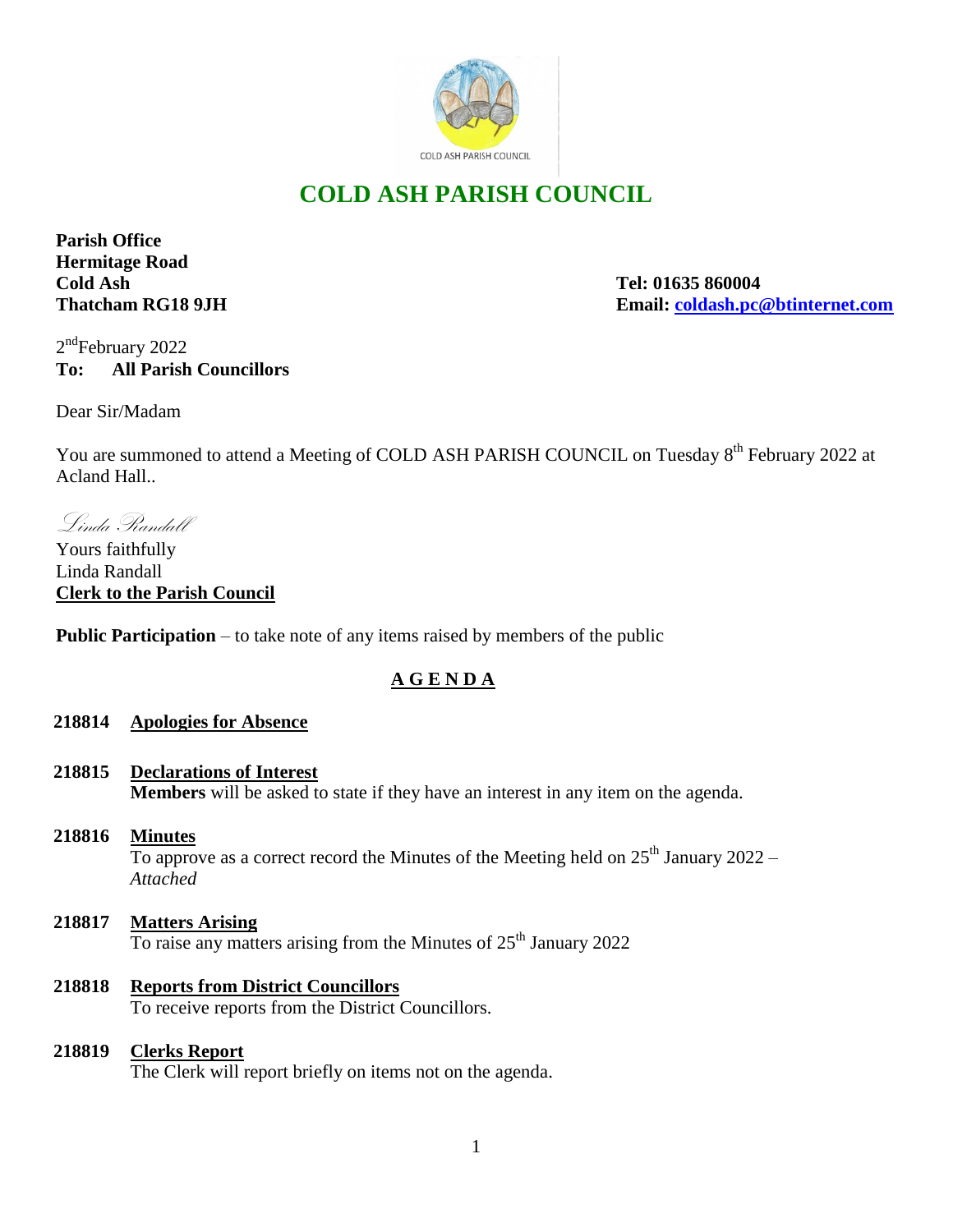# COLD ASH PARISH COUNCIL

**Parish Office**
**Hermitage Road**
**Cold Ash**
**Thatcham RG18 9JH**

**Tel: 01635 860004**
**Email: coldash.pc@btinternet.com**

2nd February 2022
**To: All Parish Councillors**

Dear Sir/Madam

You are summoned to attend a Meeting of COLD ASH PARISH COUNCIL on Tuesday 8th February 2022 at Acland Hall..

*Linda Randall*

Yours faithfully
Linda Randall
**Clerk to the Parish Council**

**Public Participation** – to take note of any items raised by members of the public

## A G E N D A

**218814 Apologies for Absence**

**218815 Declarations of Interest**
**Members** will be asked to state if they have an interest in any item on the agenda.

**218816 Minutes**
To approve as a correct record the Minutes of the Meeting held on 25th January 2022 – *Attached*

**218817 Matters Arising**
To raise any matters arising from the Minutes of 25th January 2022

**218818 Reports from District Councillors**
To receive reports from the District Councillors.

**218819 Clerks Report**
The Clerk will report briefly on items not on the agenda.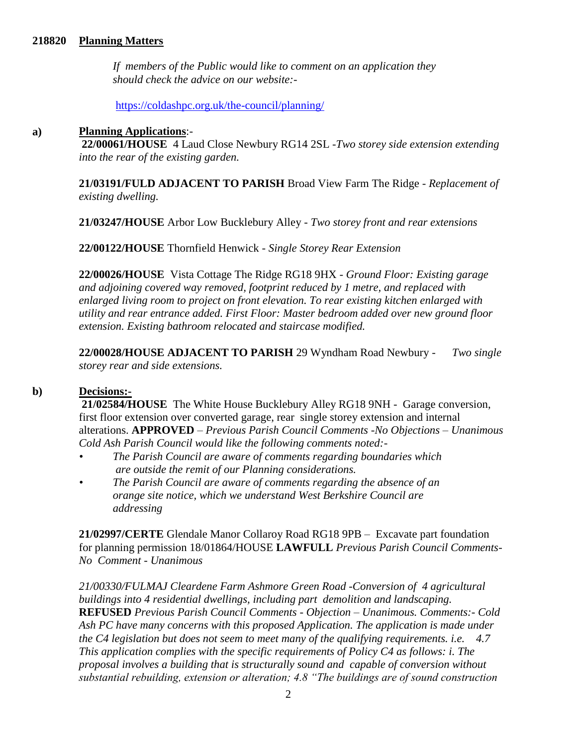**218820 <u>Planning Matters</u>**

*If members of the Public would like to comment on an application they should check the advice on our website:-*

https://coldashpc.org.uk/the-council/planning/

**a) <u>Planning Applications</u>**:-

**22/00061/HOUSE** 4 Laud Close Newbury RG14 2SL -*Two storey side extension extending into the rear of the existing garden.*

**21/03191/FULD ADJACENT TO PARISH** Broad View Farm The Ridge - *Replacement of existing dwelling.*

**21/03247/HOUSE** Arbor Low Bucklebury Alley - *Two storey front and rear extensions*

**22/00122/HOUSE** Thornfield Henwick - *Single Storey Rear Extension*

**22/00026/HOUSE** Vista Cottage The Ridge RG18 9HX - *Ground Floor: Existing garage and adjoining covered way removed, footprint reduced by 1 metre, and replaced with enlarged living room to project on front elevation. To rear existing kitchen enlarged with utility and rear entrance added. First Floor: Master bedroom added over new ground floor extension. Existing bathroom relocated and staircase modified.*

**22/00028/HOUSE ADJACENT TO PARISH** 29 Wyndham Road Newbury - *Two single storey rear and side extensions.*

**b) <u>Decisions:-</u>**

**21/02584/HOUSE** The White House Bucklebury Alley RG18 9NH - Garage conversion, first floor extension over converted garage, rear single storey extension and internal alterations. **APPROVED** – *Previous Parish Council Comments -No Objections – Unanimous Cold Ash Parish Council would like the following comments noted:-*

- *The Parish Council are aware of comments regarding boundaries which are outside the remit of our Planning considerations.*
- *The Parish Council are aware of comments regarding the absence of an orange site notice, which we understand West Berkshire Council are addressing*

**21/02997/CERTE** Glendale Manor Collaroy Road RG18 9PB – Excavate part foundation for planning permission 18/01864/HOUSE **LAWFULL** *Previous Parish Council Comments- No Comment - Unanimous*

*21/00330/FULMAJ Cleardene Farm Ashmore Green Road -Conversion of 4 agricultural buildings into 4 residential dwellings, including part demolition and landscaping.* **REFUSED** *Previous Parish Council Comments - Objection – Unanimous. Comments:- Cold Ash PC have many concerns with this proposed Application. The application is made under the C4 legislation but does not seem to meet many of the qualifying requirements. i.e. 4.7 This application complies with the specific requirements of Policy C4 as follows: i. The proposal involves a building that is structurally sound and capable of conversion without substantial rebuilding, extension or alteration; 4.8 "The buildings are of sound construction*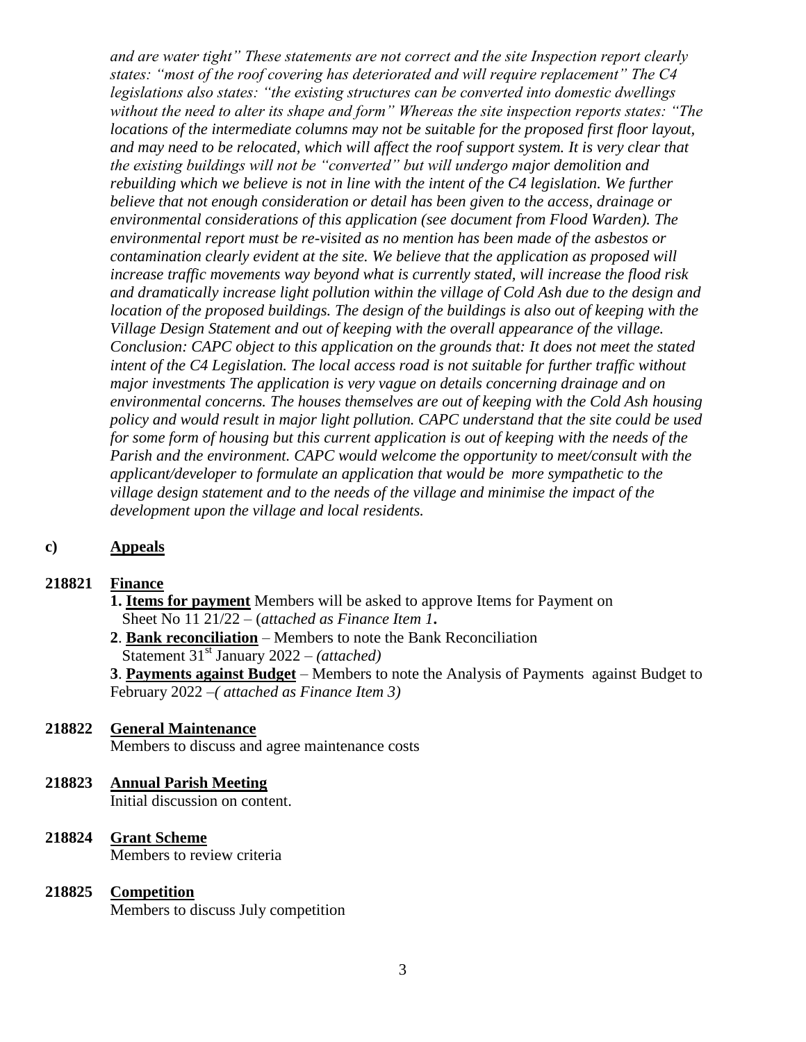*and are water tight" These statements are not correct and the site Inspection report clearly states: "most of the roof covering has deteriorated and will require replacement" The C4 legislations also states: "the existing structures can be converted into domestic dwellings without the need to alter its shape and form" Whereas the site inspection reports states: "The locations of the intermediate columns may not be suitable for the proposed first floor layout, and may need to be relocated, which will affect the roof support system. It is very clear that the existing buildings will not be "converted" but will undergo major demolition and rebuilding which we believe is not in line with the intent of the C4 legislation. We further believe that not enough consideration or detail has been given to the access, drainage or environmental considerations of this application (see document from Flood Warden). The environmental report must be re-visited as no mention has been made of the asbestos or contamination clearly evident at the site. We believe that the application as proposed will increase traffic movements way beyond what is currently stated, will increase the flood risk and dramatically increase light pollution within the village of Cold Ash due to the design and location of the proposed buildings. The design of the buildings is also out of keeping with the Village Design Statement and out of keeping with the overall appearance of the village. Conclusion: CAPC object to this application on the grounds that: It does not meet the stated intent of the C4 Legislation. The local access road is not suitable for further traffic without major investments The application is very vague on details concerning drainage and on environmental concerns. The houses themselves are out of keeping with the Cold Ash housing policy and would result in major light pollution. CAPC understand that the site could be used for some form of housing but this current application is out of keeping with the needs of the Parish and the environment. CAPC would welcome the opportunity to meet/consult with the applicant/developer to formulate an application that would be more sympathetic to the village design statement and to the needs of the village and minimise the impact of the development upon the village and local residents.*

**c) Appeals**

**218821 Finance**

**1. Items for payment** Members will be asked to approve Items for Payment on Sheet No 11 21/22 – (*attached as Finance Item 1***.**

**2**. **Bank reconciliation** – Members to note the Bank Reconciliation Statement 31st January 2022 – *(attached)*

**3**. **Payments against Budget** – Members to note the Analysis of Payments against Budget to February 2022 –*( attached as Finance Item 3)*

**218822 General Maintenance**

Members to discuss and agree maintenance costs

**218823 Annual Parish Meeting**

Initial discussion on content.

**218824 Grant Scheme**

Members to review criteria

**218825 Competition**

Members to discuss July competition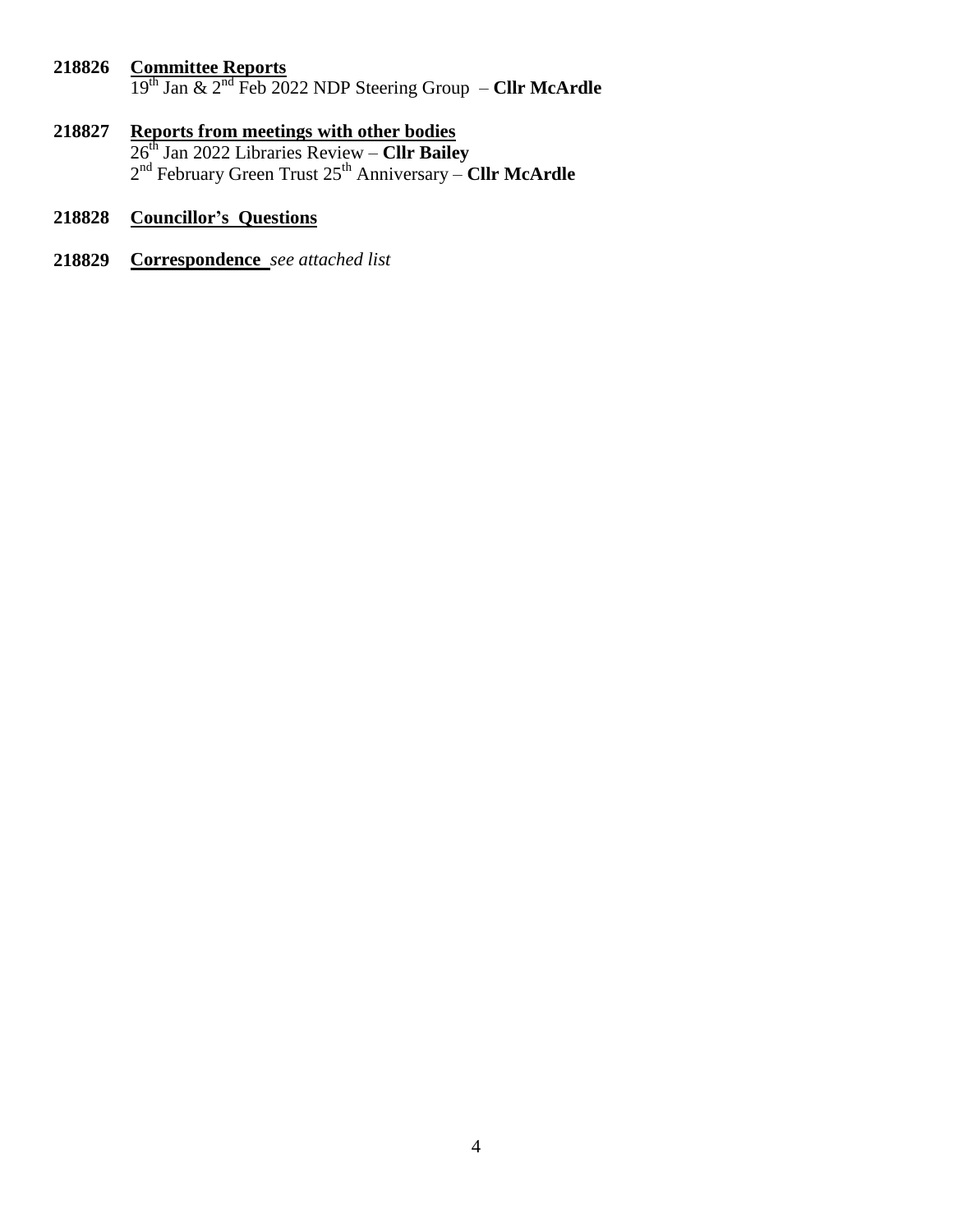**218826 Committee Reports**

19th Jan & 2nd Feb 2022 NDP Steering Group – **Cllr McArdle**

**218827 Reports from meetings with other bodies**

26th Jan 2022 Libraries Review – **Cllr Bailey**

2nd February Green Trust 25th Anniversary – **Cllr McArdle**

**218828 Councillor's Questions**

**218829 Correspondence** *see attached list*